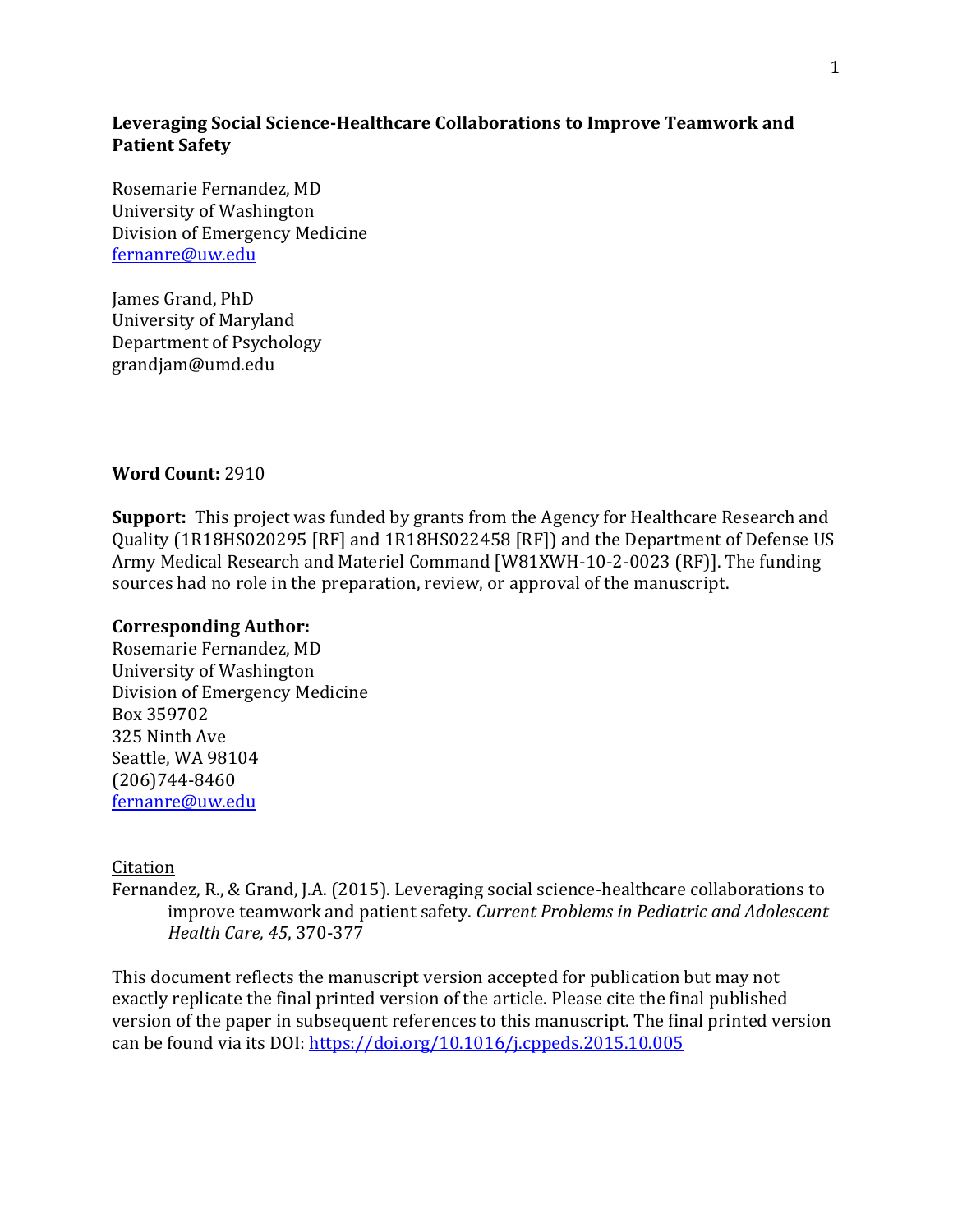# Leveraging Social Science-Healthcare Collaborations to Improve Teamwork and Patient Safety

Rosemarie Fernandez, MD
University of Washington
Division of Emergency Medicine
fernanre@uw.edu

James Grand, PhD
University of Maryland
Department of Psychology
grandjam@umd.edu

**Word Count:** 2910

**Support:** This project was funded by grants from the Agency for Healthcare Research and Quality (1R18HS020295 [RF] and 1R18HS022458 [RF]) and the Department of Defense US Army Medical Research and Materiel Command [W81XWH-10-2-0023 (RF)]. The funding sources had no role in the preparation, review, or approval of the manuscript.

**Corresponding Author:**
Rosemarie Fernandez, MD
University of Washington
Division of Emergency Medicine
Box 359702
325 Ninth Ave
Seattle, WA 98104
(206)744-8460
fernanre@uw.edu

Citation

Fernandez, R., & Grand, J.A. (2015). Leveraging social science-healthcare collaborations to improve teamwork and patient safety. *Current Problems in Pediatric and Adolescent Health Care, 45*, 370-377

This document reflects the manuscript version accepted for publication but may not exactly replicate the final printed version of the article. Please cite the final published version of the paper in subsequent references to this manuscript. The final printed version can be found via its DOI: https://doi.org/10.1016/j.cppeds.2015.10.005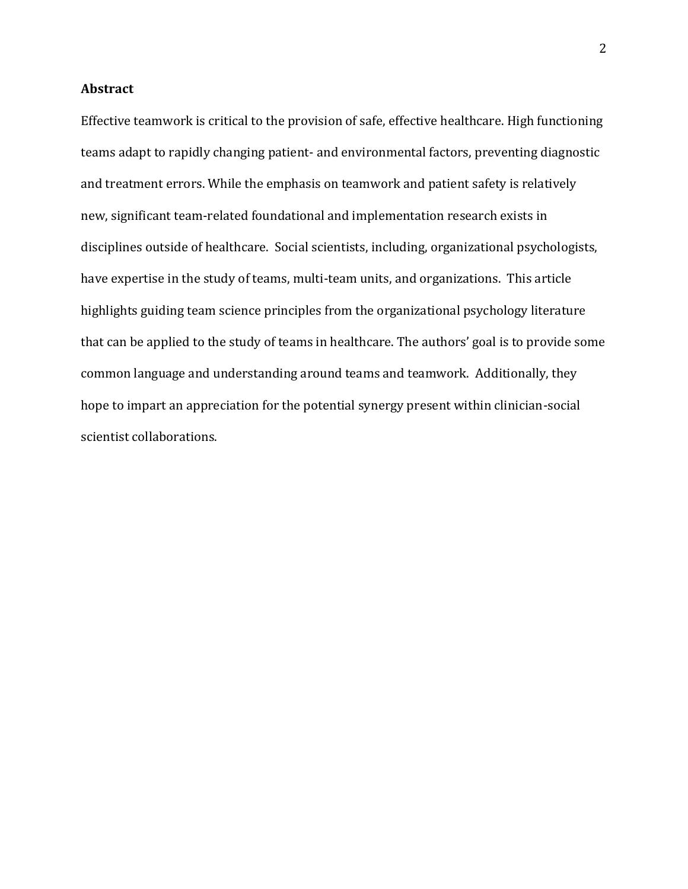## Abstract

Effective teamwork is critical to the provision of safe, effective healthcare. High functioning teams adapt to rapidly changing patient- and environmental factors, preventing diagnostic and treatment errors. While the emphasis on teamwork and patient safety is relatively new, significant team-related foundational and implementation research exists in disciplines outside of healthcare. Social scientists, including, organizational psychologists, have expertise in the study of teams, multi-team units, and organizations. This article highlights guiding team science principles from the organizational psychology literature that can be applied to the study of teams in healthcare. The authors' goal is to provide some common language and understanding around teams and teamwork. Additionally, they hope to impart an appreciation for the potential synergy present within clinician-social scientist collaborations.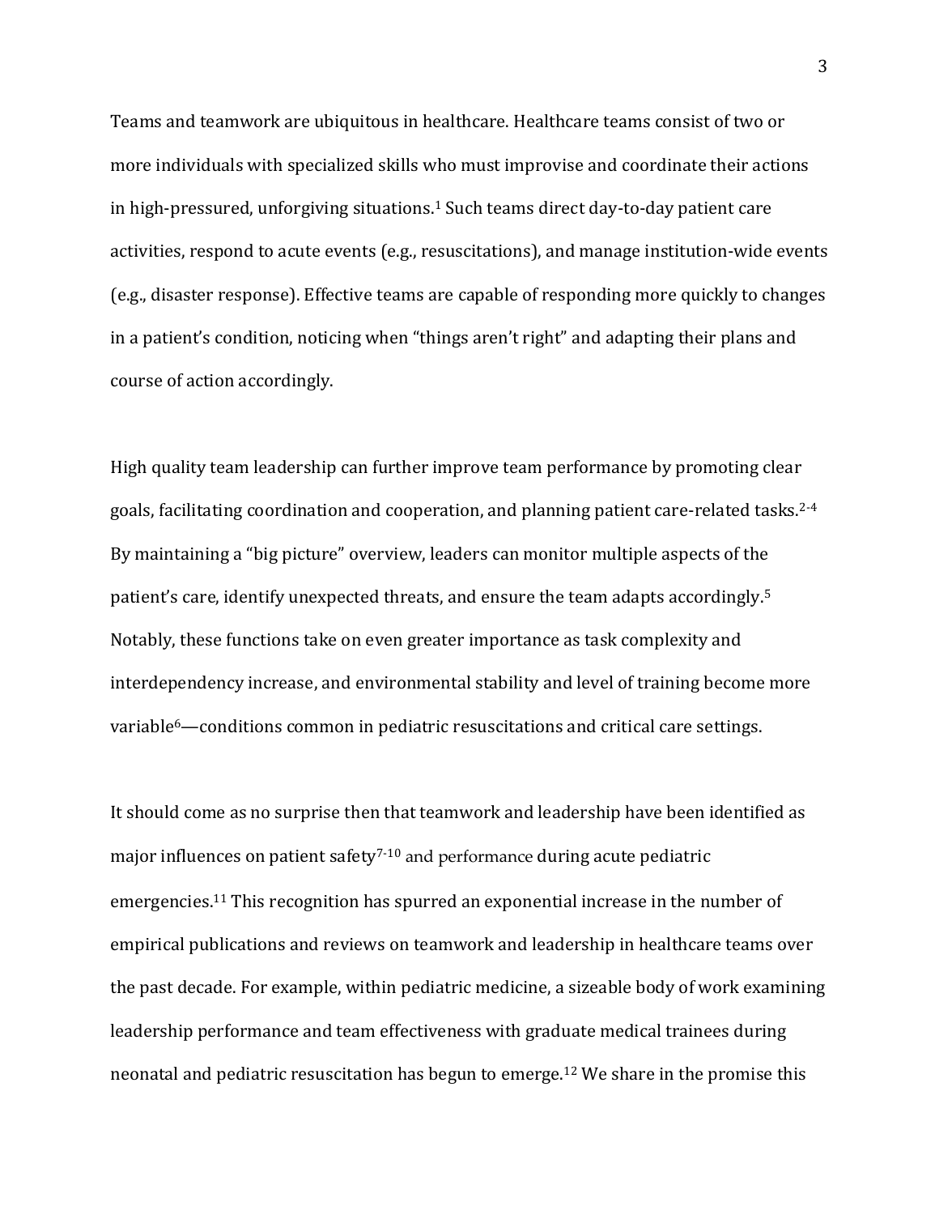Teams and teamwork are ubiquitous in healthcare. Healthcare teams consist of two or more individuals with specialized skills who must improvise and coordinate their actions in high-pressured, unforgiving situations.[1] Such teams direct day-to-day patient care activities, respond to acute events (e.g., resuscitations), and manage institution-wide events (e.g., disaster response). Effective teams are capable of responding more quickly to changes in a patient's condition, noticing when "things aren't right" and adapting their plans and course of action accordingly.

High quality team leadership can further improve team performance by promoting clear goals, facilitating coordination and cooperation, and planning patient care-related tasks.[2-4] By maintaining a "big picture" overview, leaders can monitor multiple aspects of the patient's care, identify unexpected threats, and ensure the team adapts accordingly.[5] Notably, these functions take on even greater importance as task complexity and interdependency increase, and environmental stability and level of training become more variable[6]—conditions common in pediatric resuscitations and critical care settings.

It should come as no surprise then that teamwork and leadership have been identified as major influences on patient safety[7-10] and performance during acute pediatric emergencies.[11] This recognition has spurred an exponential increase in the number of empirical publications and reviews on teamwork and leadership in healthcare teams over the past decade. For example, within pediatric medicine, a sizeable body of work examining leadership performance and team effectiveness with graduate medical trainees during neonatal and pediatric resuscitation has begun to emerge.[12] We share in the promise this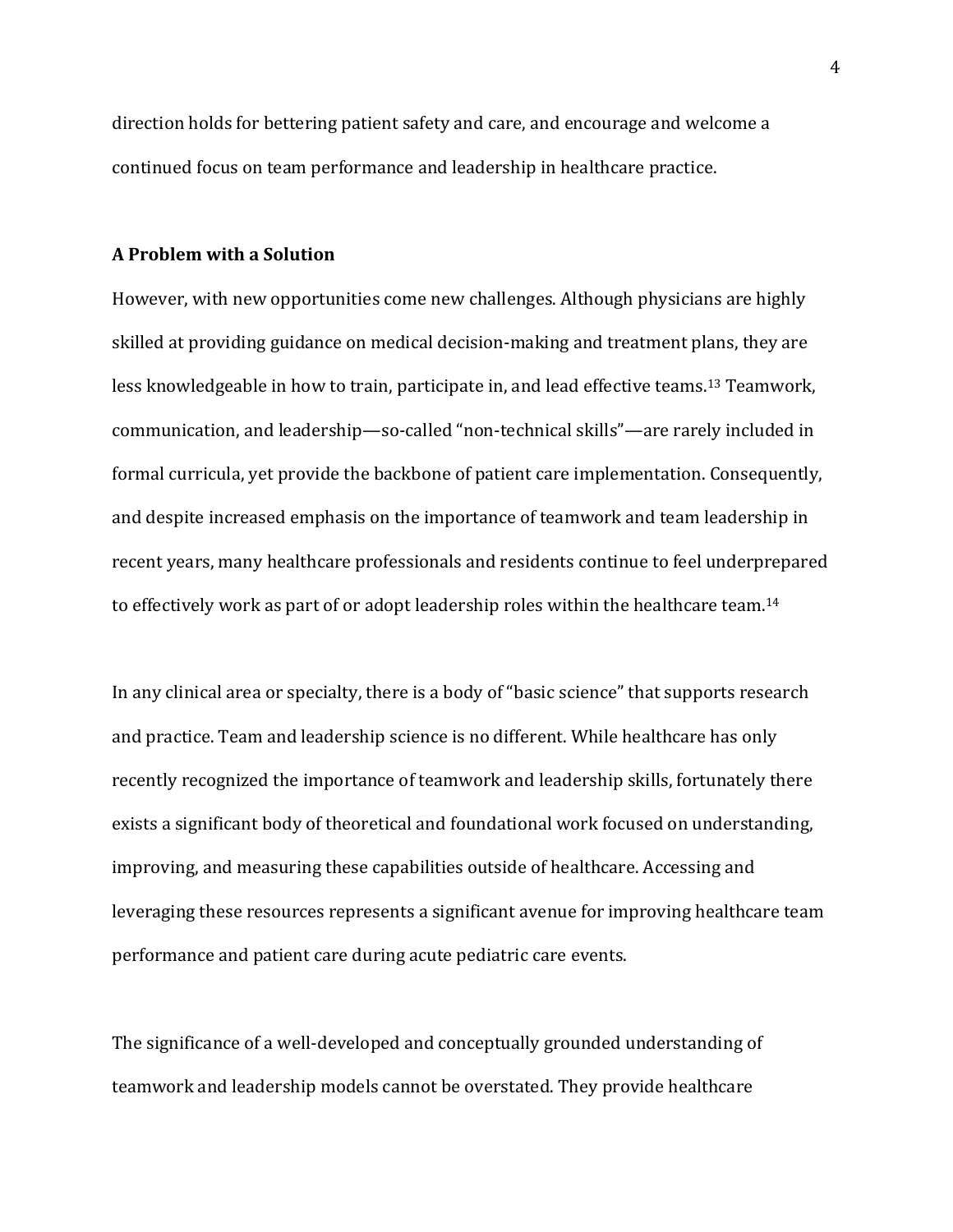direction holds for bettering patient safety and care, and encourage and welcome a continued focus on team performance and leadership in healthcare practice.

### A Problem with a Solution

However, with new opportunities come new challenges. Although physicians are highly skilled at providing guidance on medical decision-making and treatment plans, they are less knowledgeable in how to train, participate in, and lead effective teams.[13] Teamwork, communication, and leadership—so-called "non-technical skills"—are rarely included in formal curricula, yet provide the backbone of patient care implementation. Consequently, and despite increased emphasis on the importance of teamwork and team leadership in recent years, many healthcare professionals and residents continue to feel underprepared to effectively work as part of or adopt leadership roles within the healthcare team.[14]

In any clinical area or specialty, there is a body of "basic science" that supports research and practice. Team and leadership science is no different. While healthcare has only recently recognized the importance of teamwork and leadership skills, fortunately there exists a significant body of theoretical and foundational work focused on understanding, improving, and measuring these capabilities outside of healthcare. Accessing and leveraging these resources represents a significant avenue for improving healthcare team performance and patient care during acute pediatric care events.

The significance of a well-developed and conceptually grounded understanding of teamwork and leadership models cannot be overstated. They provide healthcare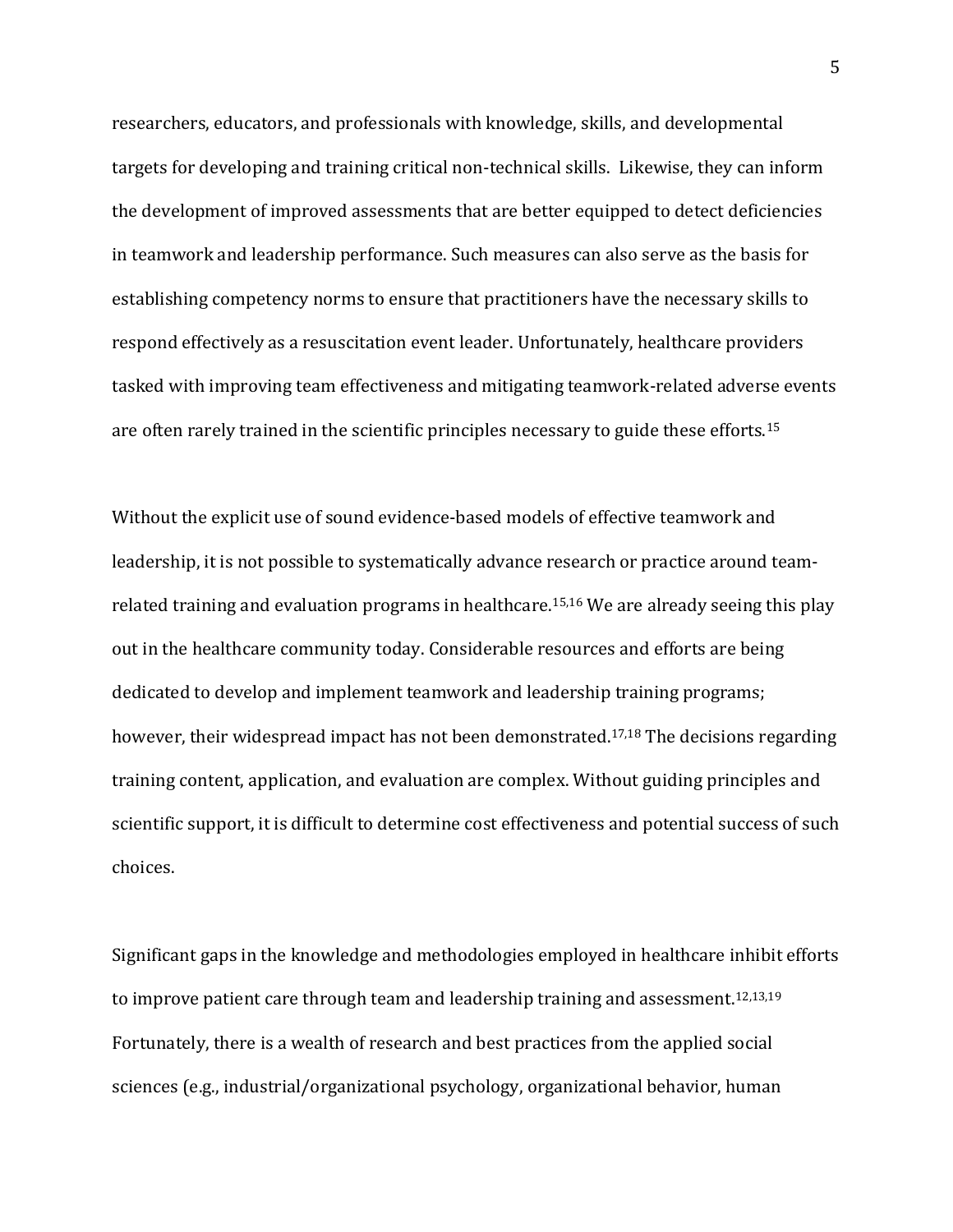researchers, educators, and professionals with knowledge, skills, and developmental targets for developing and training critical non-technical skills. Likewise, they can inform the development of improved assessments that are better equipped to detect deficiencies in teamwork and leadership performance. Such measures can also serve as the basis for establishing competency norms to ensure that practitioners have the necessary skills to respond effectively as a resuscitation event leader. Unfortunately, healthcare providers tasked with improving team effectiveness and mitigating teamwork-related adverse events are often rarely trained in the scientific principles necessary to guide these efforts.[15]

Without the explicit use of sound evidence-based models of effective teamwork and leadership, it is not possible to systematically advance research or practice around team-related training and evaluation programs in healthcare.[15,16] We are already seeing this play out in the healthcare community today. Considerable resources and efforts are being dedicated to develop and implement teamwork and leadership training programs; however, their widespread impact has not been demonstrated.[17,18] The decisions regarding training content, application, and evaluation are complex. Without guiding principles and scientific support, it is difficult to determine cost effectiveness and potential success of such choices.

Significant gaps in the knowledge and methodologies employed in healthcare inhibit efforts to improve patient care through team and leadership training and assessment.[12,13,19] Fortunately, there is a wealth of research and best practices from the applied social sciences (e.g., industrial/organizational psychology, organizational behavior, human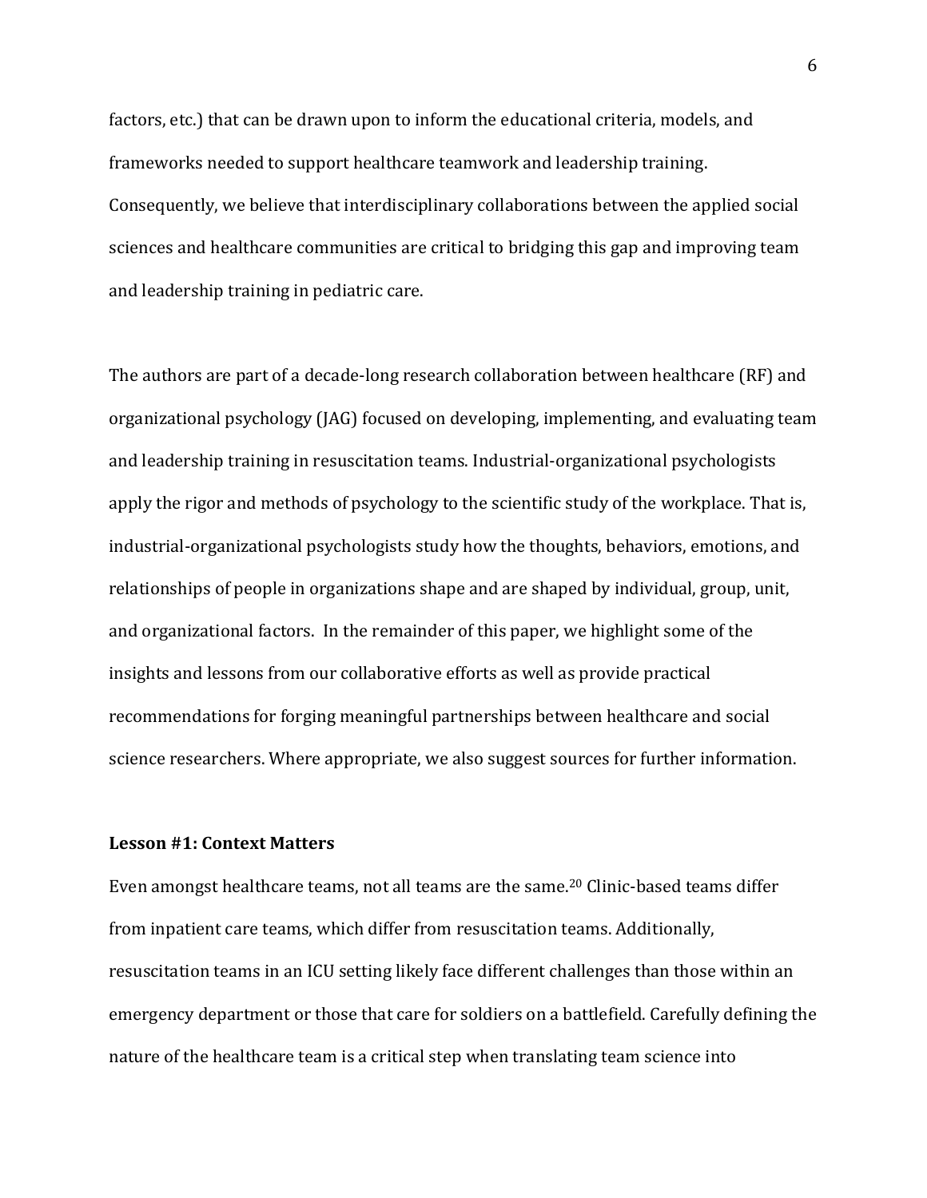factors, etc.) that can be drawn upon to inform the educational criteria, models, and frameworks needed to support healthcare teamwork and leadership training. Consequently, we believe that interdisciplinary collaborations between the applied social sciences and healthcare communities are critical to bridging this gap and improving team and leadership training in pediatric care.

The authors are part of a decade-long research collaboration between healthcare (RF) and organizational psychology (JAG) focused on developing, implementing, and evaluating team and leadership training in resuscitation teams. Industrial-organizational psychologists apply the rigor and methods of psychology to the scientific study of the workplace. That is, industrial-organizational psychologists study how the thoughts, behaviors, emotions, and relationships of people in organizations shape and are shaped by individual, group, unit, and organizational factors. In the remainder of this paper, we highlight some of the insights and lessons from our collaborative efforts as well as provide practical recommendations for forging meaningful partnerships between healthcare and social science researchers. Where appropriate, we also suggest sources for further information.

**Lesson #1: Context Matters**

Even amongst healthcare teams, not all teams are the same.[20] Clinic-based teams differ from inpatient care teams, which differ from resuscitation teams. Additionally, resuscitation teams in an ICU setting likely face different challenges than those within an emergency department or those that care for soldiers on a battlefield. Carefully defining the nature of the healthcare team is a critical step when translating team science into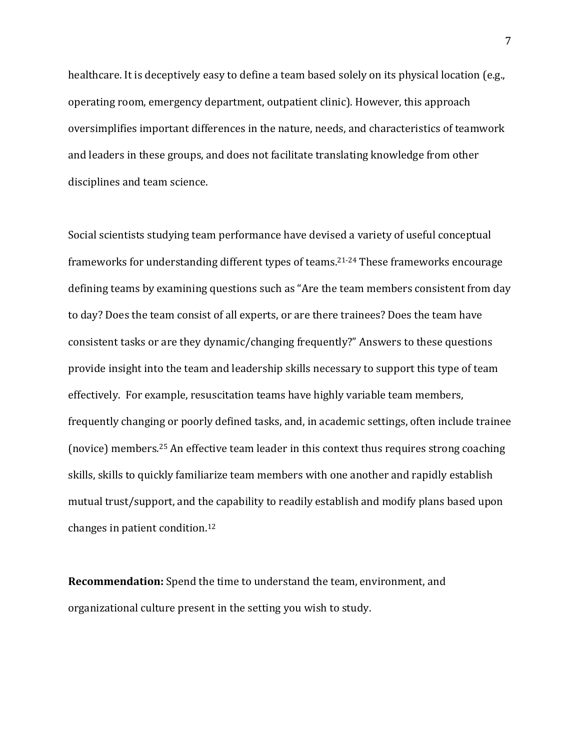healthcare. It is deceptively easy to define a team based solely on its physical location (e.g., operating room, emergency department, outpatient clinic). However, this approach oversimplifies important differences in the nature, needs, and characteristics of teamwork and leaders in these groups, and does not facilitate translating knowledge from other disciplines and team science.

Social scientists studying team performance have devised a variety of useful conceptual frameworks for understanding different types of teams.[21-24] These frameworks encourage defining teams by examining questions such as "Are the team members consistent from day to day? Does the team consist of all experts, or are there trainees? Does the team have consistent tasks or are they dynamic/changing frequently?" Answers to these questions provide insight into the team and leadership skills necessary to support this type of team effectively. For example, resuscitation teams have highly variable team members, frequently changing or poorly defined tasks, and, in academic settings, often include trainee (novice) members.[25] An effective team leader in this context thus requires strong coaching skills, skills to quickly familiarize team members with one another and rapidly establish mutual trust/support, and the capability to readily establish and modify plans based upon changes in patient condition.[12]

**Recommendation:** Spend the time to understand the team, environment, and organizational culture present in the setting you wish to study.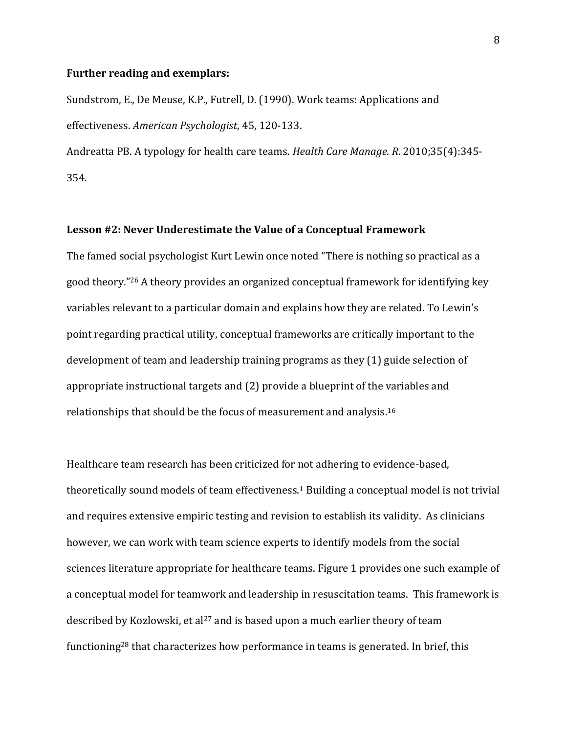**Further reading and exemplars:**

Sundstrom, E., De Meuse, K.P., Futrell, D. (1990). Work teams: Applications and effectiveness. *American Psychologist*, 45, 120-133.

Andreatta PB. A typology for health care teams. *Health Care Manage. R*. 2010;35(4):345-354.

**Lesson #2: Never Underestimate the Value of a Conceptual Framework**

The famed social psychologist Kurt Lewin once noted "There is nothing so practical as a good theory."[26] A theory provides an organized conceptual framework for identifying key variables relevant to a particular domain and explains how they are related. To Lewin's point regarding practical utility, conceptual frameworks are critically important to the development of team and leadership training programs as they (1) guide selection of appropriate instructional targets and (2) provide a blueprint of the variables and relationships that should be the focus of measurement and analysis.[16]

Healthcare team research has been criticized for not adhering to evidence-based, theoretically sound models of team effectiveness.[1] Building a conceptual model is not trivial and requires extensive empiric testing and revision to establish its validity. As clinicians however, we can work with team science experts to identify models from the social sciences literature appropriate for healthcare teams. Figure 1 provides one such example of a conceptual model for teamwork and leadership in resuscitation teams. This framework is described by Kozlowski, et al[27] and is based upon a much earlier theory of team functioning[28] that characterizes how performance in teams is generated. In brief, this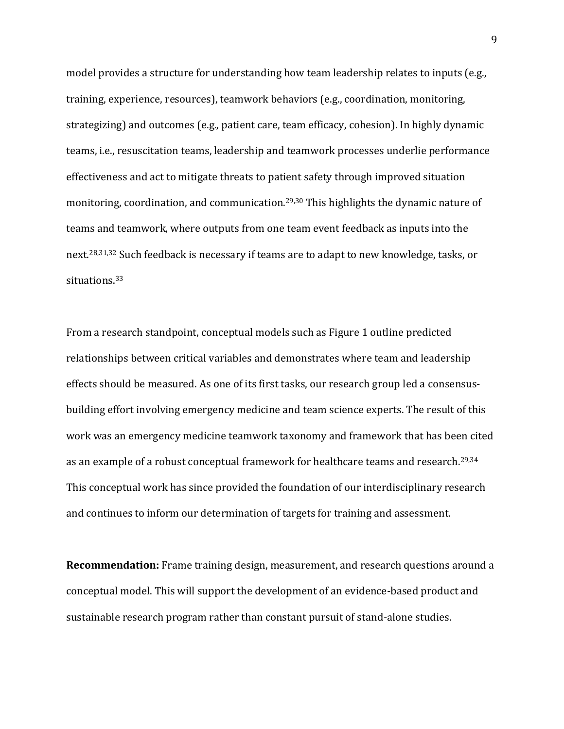model provides a structure for understanding how team leadership relates to inputs (e.g., training, experience, resources), teamwork behaviors (e.g., coordination, monitoring, strategizing) and outcomes (e.g., patient care, team efficacy, cohesion). In highly dynamic teams, i.e., resuscitation teams, leadership and teamwork processes underlie performance effectiveness and act to mitigate threats to patient safety through improved situation monitoring, coordination, and communication.[29,30] This highlights the dynamic nature of teams and teamwork, where outputs from one team event feedback as inputs into the next.[28,31,32] Such feedback is necessary if teams are to adapt to new knowledge, tasks, or situations.[33]

From a research standpoint, conceptual models such as Figure 1 outline predicted relationships between critical variables and demonstrates where team and leadership effects should be measured. As one of its first tasks, our research group led a consensus-building effort involving emergency medicine and team science experts. The result of this work was an emergency medicine teamwork taxonomy and framework that has been cited as an example of a robust conceptual framework for healthcare teams and research.[29,34] This conceptual work has since provided the foundation of our interdisciplinary research and continues to inform our determination of targets for training and assessment.

**Recommendation:** Frame training design, measurement, and research questions around a conceptual model. This will support the development of an evidence-based product and sustainable research program rather than constant pursuit of stand-alone studies.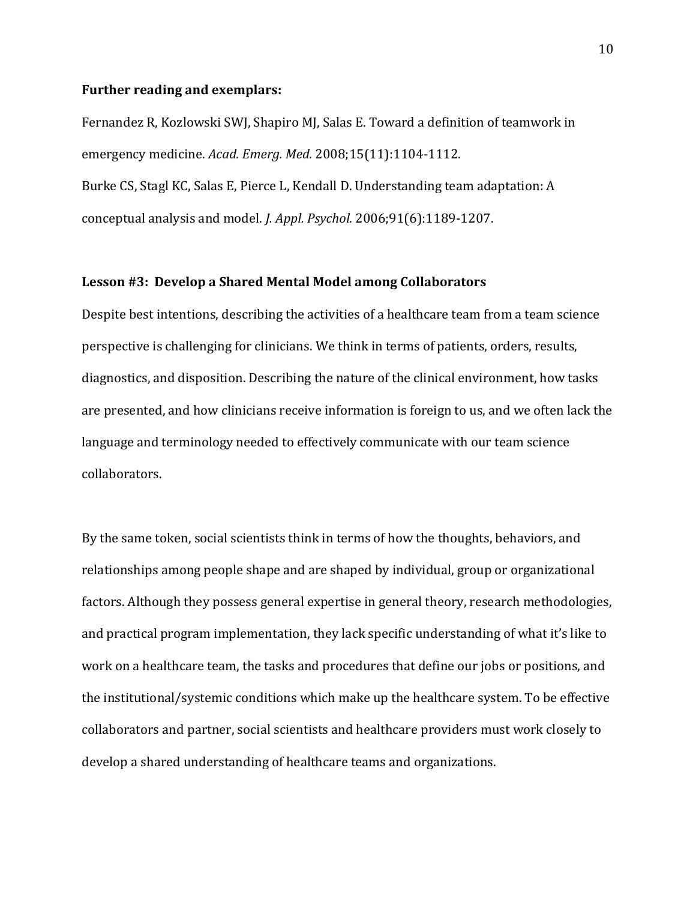**Further reading and exemplars:**

Fernandez R, Kozlowski SWJ, Shapiro MJ, Salas E. Toward a definition of teamwork in emergency medicine. *Acad. Emerg. Med.* 2008;15(11):1104-1112.

Burke CS, Stagl KC, Salas E, Pierce L, Kendall D. Understanding team adaptation: A conceptual analysis and model. *J. Appl. Psychol.* 2006;91(6):1189-1207.

**Lesson #3: Develop a Shared Mental Model among Collaborators**

Despite best intentions, describing the activities of a healthcare team from a team science perspective is challenging for clinicians. We think in terms of patients, orders, results, diagnostics, and disposition. Describing the nature of the clinical environment, how tasks are presented, and how clinicians receive information is foreign to us, and we often lack the language and terminology needed to effectively communicate with our team science collaborators.

By the same token, social scientists think in terms of how the thoughts, behaviors, and relationships among people shape and are shaped by individual, group or organizational factors. Although they possess general expertise in general theory, research methodologies, and practical program implementation, they lack specific understanding of what it's like to work on a healthcare team, the tasks and procedures that define our jobs or positions, and the institutional/systemic conditions which make up the healthcare system. To be effective collaborators and partner, social scientists and healthcare providers must work closely to develop a shared understanding of healthcare teams and organizations.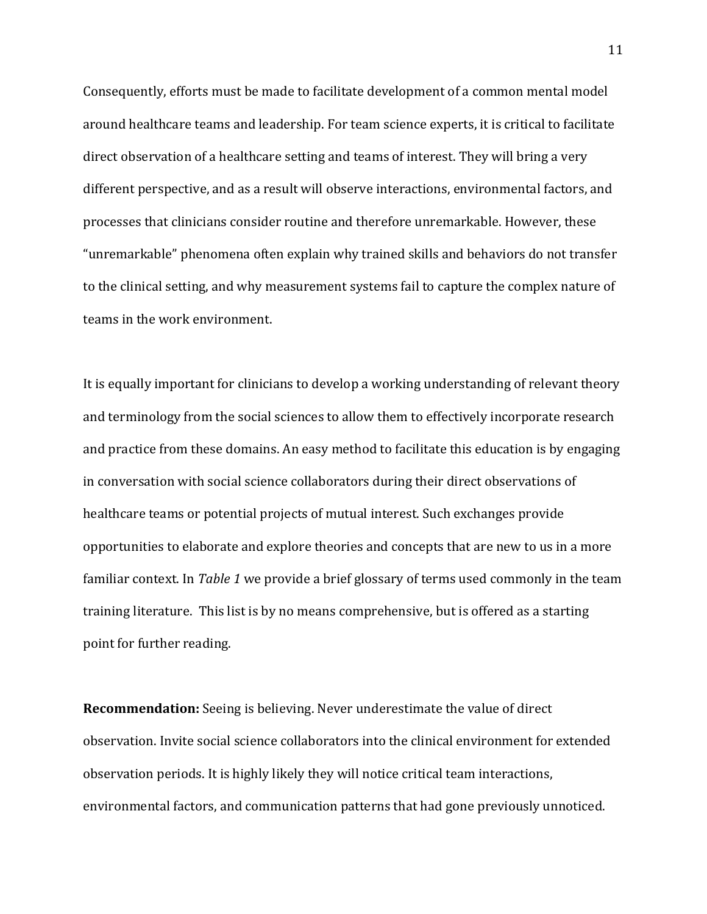Consequently, efforts must be made to facilitate development of a common mental model around healthcare teams and leadership. For team science experts, it is critical to facilitate direct observation of a healthcare setting and teams of interest. They will bring a very different perspective, and as a result will observe interactions, environmental factors, and processes that clinicians consider routine and therefore unremarkable. However, these "unremarkable" phenomena often explain why trained skills and behaviors do not transfer to the clinical setting, and why measurement systems fail to capture the complex nature of teams in the work environment.

It is equally important for clinicians to develop a working understanding of relevant theory and terminology from the social sciences to allow them to effectively incorporate research and practice from these domains. An easy method to facilitate this education is by engaging in conversation with social science collaborators during their direct observations of healthcare teams or potential projects of mutual interest. Such exchanges provide opportunities to elaborate and explore theories and concepts that are new to us in a more familiar context. In *Table 1* we provide a brief glossary of terms used commonly in the team training literature. This list is by no means comprehensive, but is offered as a starting point for further reading.

**Recommendation:** Seeing is believing. Never underestimate the value of direct observation. Invite social science collaborators into the clinical environment for extended observation periods. It is highly likely they will notice critical team interactions, environmental factors, and communication patterns that had gone previously unnoticed.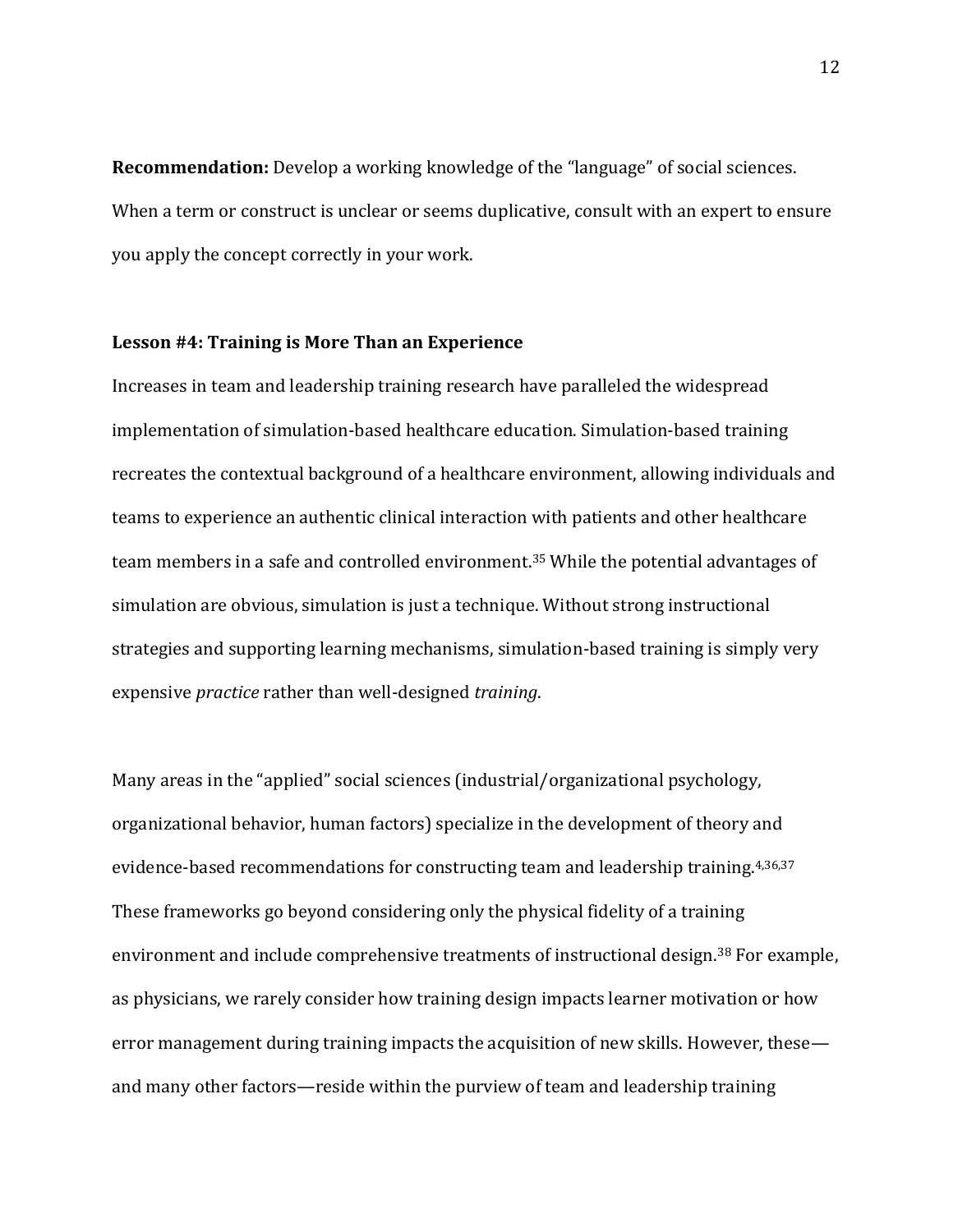**Recommendation:** Develop a working knowledge of the "language" of social sciences. When a term or construct is unclear or seems duplicative, consult with an expert to ensure you apply the concept correctly in your work.

**Lesson #4: Training is More Than an Experience**

Increases in team and leadership training research have paralleled the widespread implementation of simulation-based healthcare education. Simulation-based training recreates the contextual background of a healthcare environment, allowing individuals and teams to experience an authentic clinical interaction with patients and other healthcare team members in a safe and controlled environment.[35] While the potential advantages of simulation are obvious, simulation is just a technique. Without strong instructional strategies and supporting learning mechanisms, simulation-based training is simply very expensive *practice* rather than well-designed *training*.

Many areas in the "applied" social sciences (industrial/organizational psychology, organizational behavior, human factors) specialize in the development of theory and evidence-based recommendations for constructing team and leadership training.[4,36,37] These frameworks go beyond considering only the physical fidelity of a training environment and include comprehensive treatments of instructional design.[38] For example, as physicians, we rarely consider how training design impacts learner motivation or how error management during training impacts the acquisition of new skills. However, these—and many other factors—reside within the purview of team and leadership training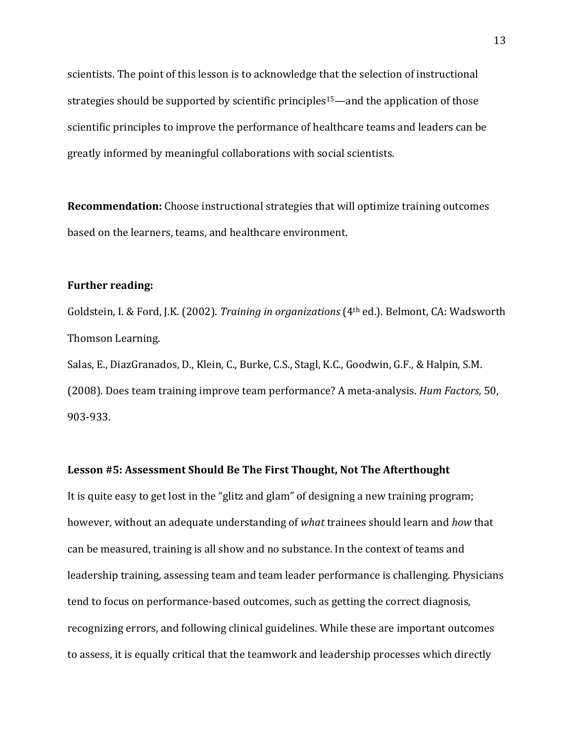scientists. The point of this lesson is to acknowledge that the selection of instructional strategies should be supported by scientific principles[15]—and the application of those scientific principles to improve the performance of healthcare teams and leaders can be greatly informed by meaningful collaborations with social scientists.

**Recommendation:** Choose instructional strategies that will optimize training outcomes based on the learners, teams, and healthcare environment.

**Further reading:**

Goldstein, I. & Ford, J.K. (2002). *Training in organizations* (4th ed.). Belmont, CA: Wadsworth Thomson Learning.

Salas, E., DiazGranados, D., Klein, C., Burke, C.S., Stagl, K.C., Goodwin, G.F., & Halpin, S.M. (2008). Does team training improve team performance? A meta-analysis. *Hum Factors,* 50, 903-933.

**Lesson #5: Assessment Should Be The First Thought, Not The Afterthought**

It is quite easy to get lost in the "glitz and glam" of designing a new training program; however, without an adequate understanding of *what* trainees should learn and *how* that can be measured, training is all show and no substance. In the context of teams and leadership training, assessing team and team leader performance is challenging. Physicians tend to focus on performance-based outcomes, such as getting the correct diagnosis, recognizing errors, and following clinical guidelines. While these are important outcomes to assess, it is equally critical that the teamwork and leadership processes which directly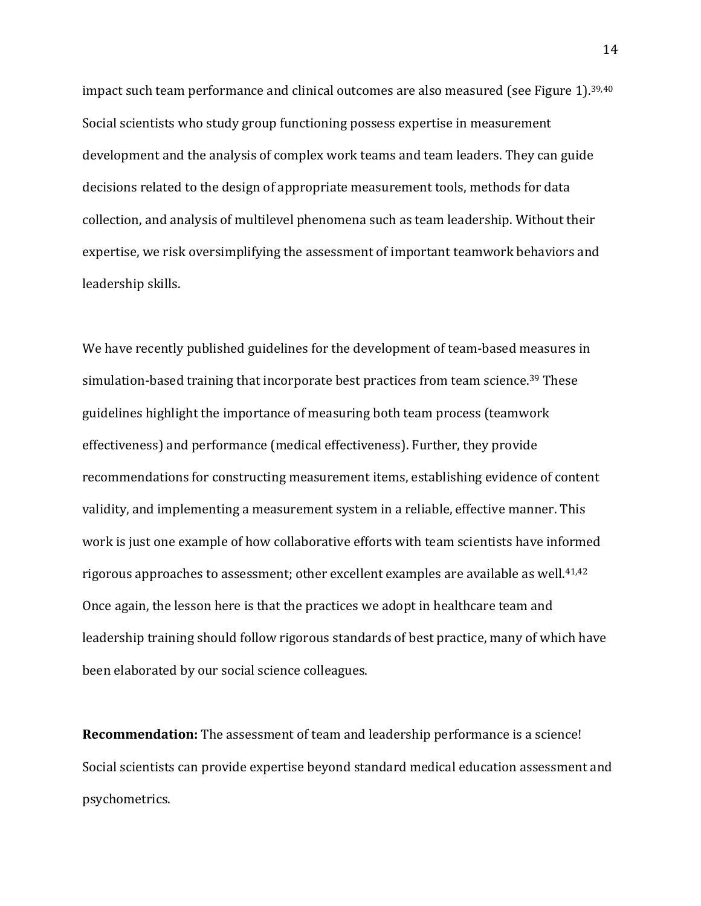impact such team performance and clinical outcomes are also measured (see Figure 1).[39,40] Social scientists who study group functioning possess expertise in measurement development and the analysis of complex work teams and team leaders. They can guide decisions related to the design of appropriate measurement tools, methods for data collection, and analysis of multilevel phenomena such as team leadership. Without their expertise, we risk oversimplifying the assessment of important teamwork behaviors and leadership skills.

We have recently published guidelines for the development of team-based measures in simulation-based training that incorporate best practices from team science.[39] These guidelines highlight the importance of measuring both team process (teamwork effectiveness) and performance (medical effectiveness). Further, they provide recommendations for constructing measurement items, establishing evidence of content validity, and implementing a measurement system in a reliable, effective manner. This work is just one example of how collaborative efforts with team scientists have informed rigorous approaches to assessment; other excellent examples are available as well.[41,42] Once again, the lesson here is that the practices we adopt in healthcare team and leadership training should follow rigorous standards of best practice, many of which have been elaborated by our social science colleagues.

**Recommendation:** The assessment of team and leadership performance is a science! Social scientists can provide expertise beyond standard medical education assessment and psychometrics.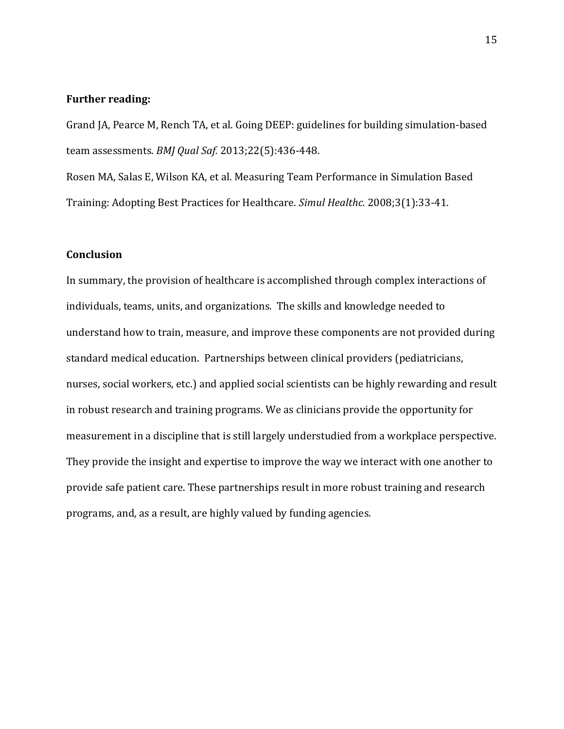**Further reading:**

Grand JA, Pearce M, Rench TA, et al. Going DEEP: guidelines for building simulation-based team assessments. *BMJ Qual Saf.* 2013;22(5):436-448.

Rosen MA, Salas E, Wilson KA, et al. Measuring Team Performance in Simulation Based Training: Adopting Best Practices for Healthcare. *Simul Healthc.* 2008;3(1):33-41.

**Conclusion**

In summary, the provision of healthcare is accomplished through complex interactions of individuals, teams, units, and organizations. The skills and knowledge needed to understand how to train, measure, and improve these components are not provided during standard medical education. Partnerships between clinical providers (pediatricians, nurses, social workers, etc.) and applied social scientists can be highly rewarding and result in robust research and training programs. We as clinicians provide the opportunity for measurement in a discipline that is still largely understudied from a workplace perspective. They provide the insight and expertise to improve the way we interact with one another to provide safe patient care. These partnerships result in more robust training and research programs, and, as a result, are highly valued by funding agencies.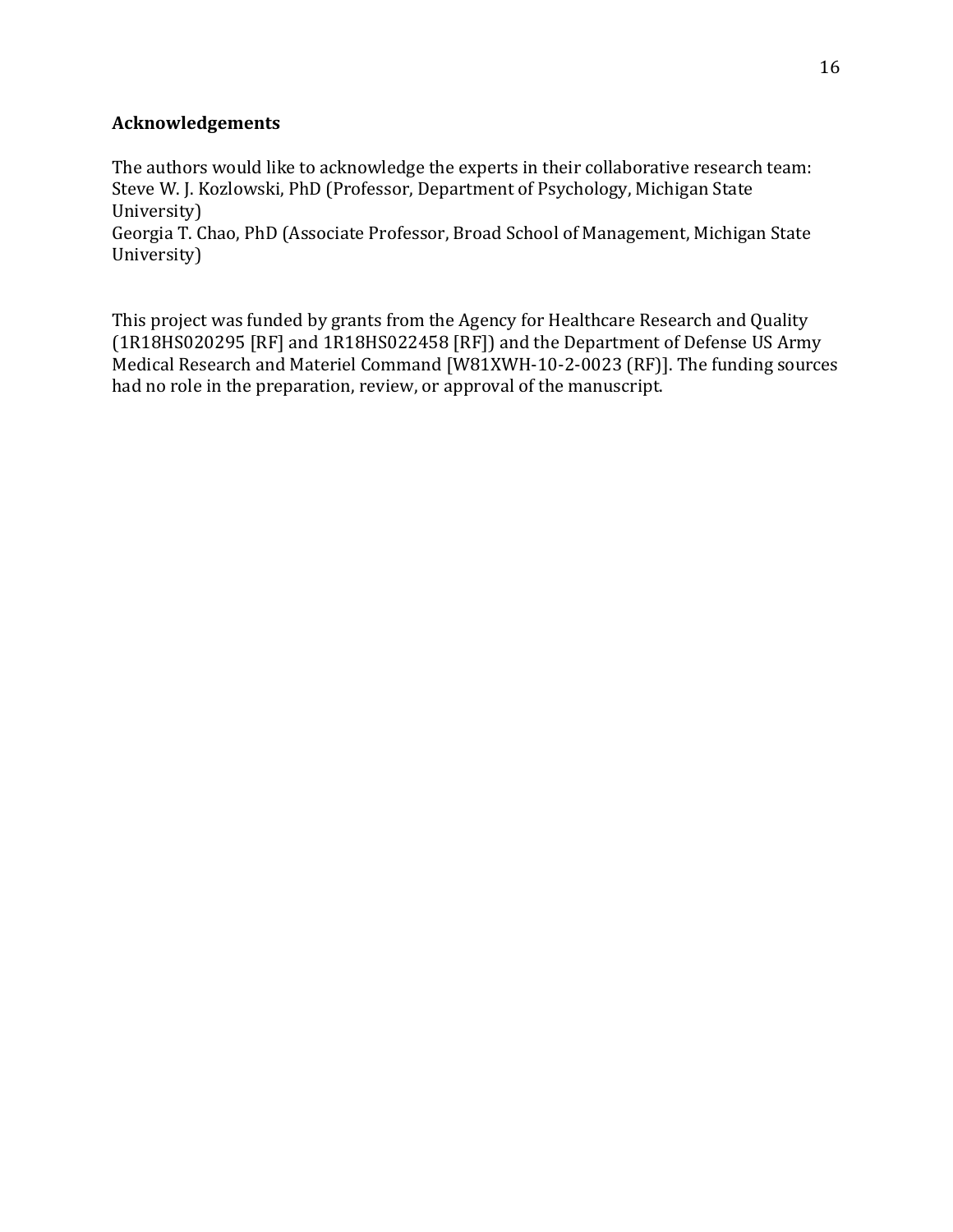## Acknowledgements

The authors would like to acknowledge the experts in their collaborative research team:
Steve W. J. Kozlowski, PhD (Professor, Department of Psychology, Michigan State University)
Georgia T. Chao, PhD (Associate Professor, Broad School of Management, Michigan State University)

This project was funded by grants from the Agency for Healthcare Research and Quality (1R18HS020295 [RF] and 1R18HS022458 [RF]) and the Department of Defense US Army Medical Research and Materiel Command [W81XWH-10-2-0023 (RF)]. The funding sources had no role in the preparation, review, or approval of the manuscript.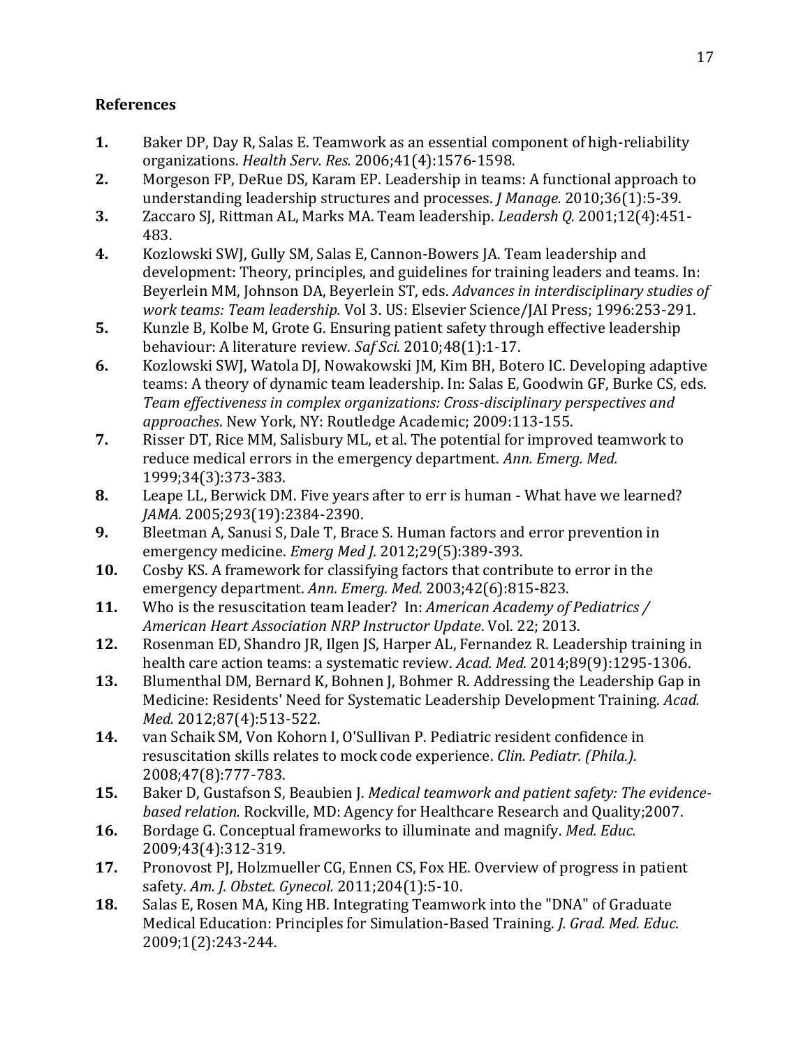## References

1. Baker DP, Day R, Salas E. Teamwork as an essential component of high-reliability organizations. *Health Serv. Res.* 2006;41(4):1576-1598.
2. Morgeson FP, DeRue DS, Karam EP. Leadership in teams: A functional approach to understanding leadership structures and processes. *J Manage.* 2010;36(1):5-39.
3. Zaccaro SJ, Rittman AL, Marks MA. Team leadership. *Leadersh Q.* 2001;12(4):451-483.
4. Kozlowski SWJ, Gully SM, Salas E, Cannon-Bowers JA. Team leadership and development: Theory, principles, and guidelines for training leaders and teams. In: Beyerlein MM, Johnson DA, Beyerlein ST, eds. *Advances in interdisciplinary studies of work teams: Team leadership.* Vol 3. US: Elsevier Science/JAI Press; 1996:253-291.
5. Kunzle B, Kolbe M, Grote G. Ensuring patient safety through effective leadership behaviour: A literature review. *Saf Sci.* 2010;48(1):1-17.
6. Kozlowski SWJ, Watola DJ, Nowakowski JM, Kim BH, Botero IC. Developing adaptive teams: A theory of dynamic team leadership. In: Salas E, Goodwin GF, Burke CS, eds. *Team effectiveness in complex organizations: Cross-disciplinary perspectives and approaches*. New York, NY: Routledge Academic; 2009:113-155.
7. Risser DT, Rice MM, Salisbury ML, et al. The potential for improved teamwork to reduce medical errors in the emergency department. *Ann. Emerg. Med.* 1999;34(3):373-383.
8. Leape LL, Berwick DM. Five years after to err is human - What have we learned? *JAMA.* 2005;293(19):2384-2390.
9. Bleetman A, Sanusi S, Dale T, Brace S. Human factors and error prevention in emergency medicine. *Emerg Med J.* 2012;29(5):389-393.
10. Cosby KS. A framework for classifying factors that contribute to error in the emergency department. *Ann. Emerg. Med.* 2003;42(6):815-823.
11. Who is the resuscitation team leader? In: *American Academy of Pediatrics / American Heart Association NRP Instructor Update*. Vol. 22; 2013.
12. Rosenman ED, Shandro JR, Ilgen JS, Harper AL, Fernandez R. Leadership training in health care action teams: a systematic review. *Acad. Med.* 2014;89(9):1295-1306.
13. Blumenthal DM, Bernard K, Bohnen J, Bohmer R. Addressing the Leadership Gap in Medicine: Residents' Need for Systematic Leadership Development Training. *Acad. Med.* 2012;87(4):513-522.
14. van Schaik SM, Von Kohorn I, O'Sullivan P. Pediatric resident confidence in resuscitation skills relates to mock code experience. *Clin. Pediatr. (Phila.).* 2008;47(8):777-783.
15. Baker D, Gustafson S, Beaubien J. *Medical teamwork and patient safety: The evidence-based relation.* Rockville, MD: Agency for Healthcare Research and Quality;2007.
16. Bordage G. Conceptual frameworks to illuminate and magnify. *Med. Educ.* 2009;43(4):312-319.
17. Pronovost PJ, Holzmueller CG, Ennen CS, Fox HE. Overview of progress in patient safety. *Am. J. Obstet. Gynecol.* 2011;204(1):5-10.
18. Salas E, Rosen MA, King HB. Integrating Teamwork into the "DNA" of Graduate Medical Education: Principles for Simulation-Based Training. *J. Grad. Med. Educ.* 2009;1(2):243-244.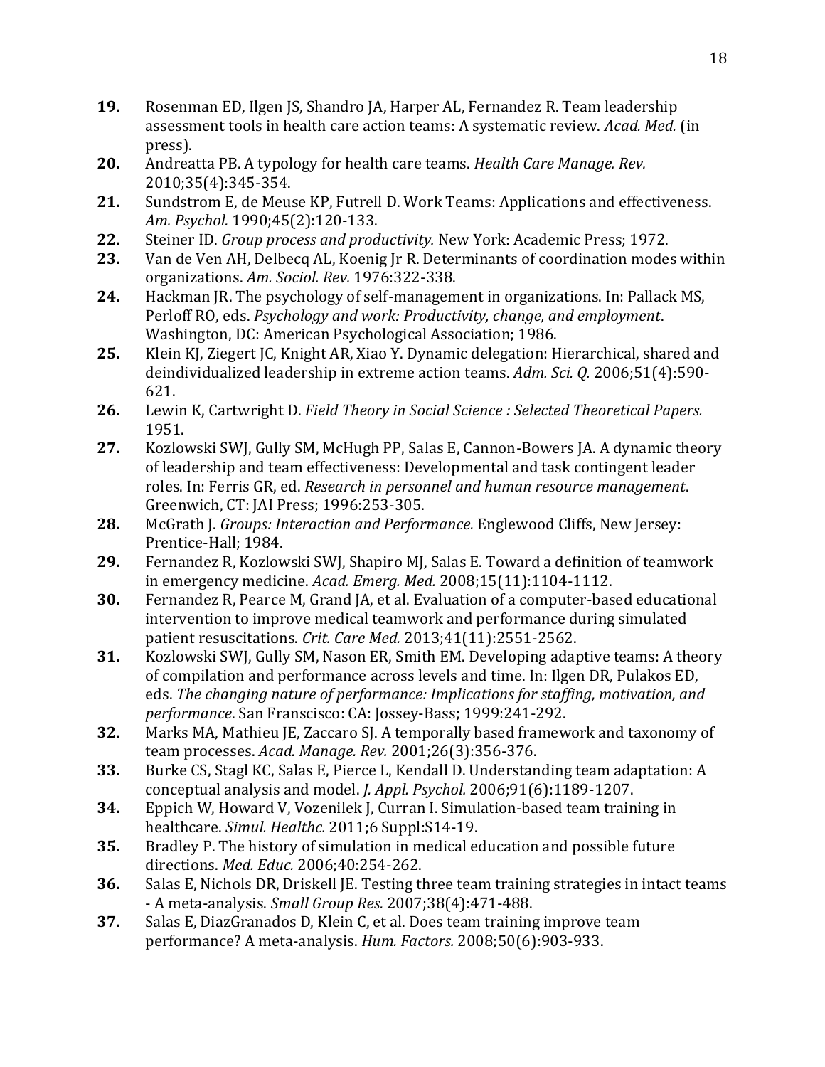**19.** Rosenman ED, Ilgen JS, Shandro JA, Harper AL, Fernandez R. Team leadership assessment tools in health care action teams: A systematic review. *Acad. Med.* (in press).

**20.** Andreatta PB. A typology for health care teams. *Health Care Manage. Rev.* 2010;35(4):345-354.

**21.** Sundstrom E, de Meuse KP, Futrell D. Work Teams: Applications and effectiveness. *Am. Psychol.* 1990;45(2):120-133.

**22.** Steiner ID. *Group process and productivity.* New York: Academic Press; 1972.

**23.** Van de Ven AH, Delbecq AL, Koenig Jr R. Determinants of coordination modes within organizations. *Am. Sociol. Rev.* 1976:322-338.

**24.** Hackman JR. The psychology of self-management in organizations. In: Pallack MS, Perloff RO, eds. *Psychology and work: Productivity, change, and employment*. Washington, DC: American Psychological Association; 1986.

**25.** Klein KJ, Ziegert JC, Knight AR, Xiao Y. Dynamic delegation: Hierarchical, shared and deindividualized leadership in extreme action teams. *Adm. Sci. Q.* 2006;51(4):590-621.

**26.** Lewin K, Cartwright D. *Field Theory in Social Science : Selected Theoretical Papers.* 1951.

**27.** Kozlowski SWJ, Gully SM, McHugh PP, Salas E, Cannon-Bowers JA. A dynamic theory of leadership and team effectiveness: Developmental and task contingent leader roles. In: Ferris GR, ed. *Research in personnel and human resource management*. Greenwich, CT: JAI Press; 1996:253-305.

**28.** McGrath J. *Groups: Interaction and Performance.* Englewood Cliffs, New Jersey: Prentice-Hall; 1984.

**29.** Fernandez R, Kozlowski SWJ, Shapiro MJ, Salas E. Toward a definition of teamwork in emergency medicine. *Acad. Emerg. Med.* 2008;15(11):1104-1112.

**30.** Fernandez R, Pearce M, Grand JA, et al. Evaluation of a computer-based educational intervention to improve medical teamwork and performance during simulated patient resuscitations. *Crit. Care Med.* 2013;41(11):2551-2562.

**31.** Kozlowski SWJ, Gully SM, Nason ER, Smith EM. Developing adaptive teams: A theory of compilation and performance across levels and time. In: Ilgen DR, Pulakos ED, eds. *The changing nature of performance: Implications for staffing, motivation, and performance*. San Franscisco: CA: Jossey-Bass; 1999:241-292.

**32.** Marks MA, Mathieu JE, Zaccaro SJ. A temporally based framework and taxonomy of team processes. *Acad. Manage. Rev.* 2001;26(3):356-376.

**33.** Burke CS, Stagl KC, Salas E, Pierce L, Kendall D. Understanding team adaptation: A conceptual analysis and model. *J. Appl. Psychol.* 2006;91(6):1189-1207.

**34.** Eppich W, Howard V, Vozenilek J, Curran I. Simulation-based team training in healthcare. *Simul. Healthc.* 2011;6 Suppl:S14-19.

**35.** Bradley P. The history of simulation in medical education and possible future directions. *Med. Educ.* 2006;40:254-262.

**36.** Salas E, Nichols DR, Driskell JE. Testing three team training strategies in intact teams - A meta-analysis. *Small Group Res.* 2007;38(4):471-488.

**37.** Salas E, DiazGranados D, Klein C, et al. Does team training improve team performance? A meta-analysis. *Hum. Factors.* 2008;50(6):903-933.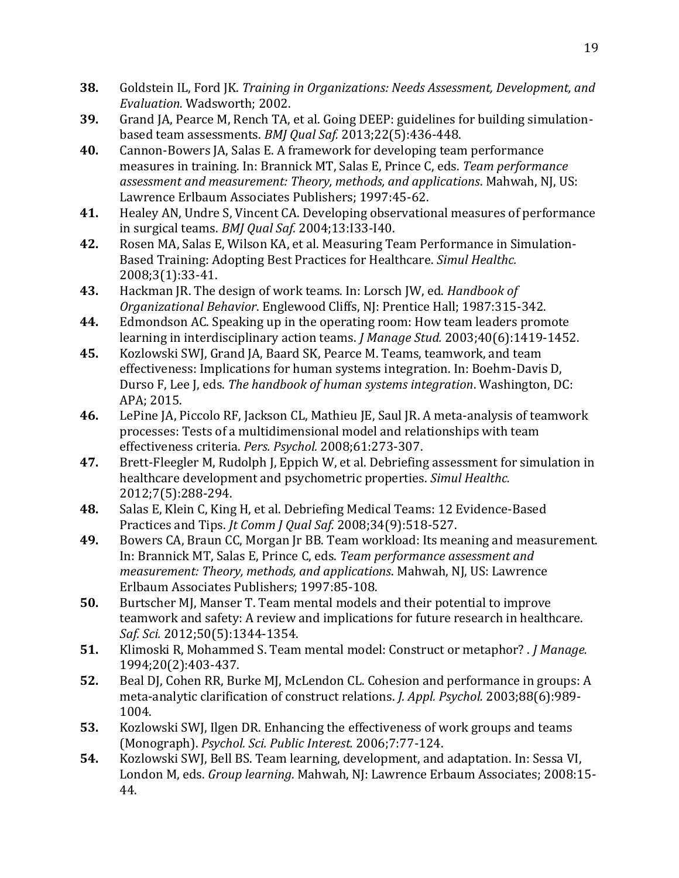**38.** Goldstein IL, Ford JK. *Training in Organizations: Needs Assessment, Development, and Evaluation.* Wadsworth; 2002.

**39.** Grand JA, Pearce M, Rench TA, et al. Going DEEP: guidelines for building simulation-based team assessments. *BMJ Qual Saf.* 2013;22(5):436-448.

**40.** Cannon-Bowers JA, Salas E. A framework for developing team performance measures in training. In: Brannick MT, Salas E, Prince C, eds. *Team performance assessment and measurement: Theory, methods, and applications*. Mahwah, NJ, US: Lawrence Erlbaum Associates Publishers; 1997:45-62.

**41.** Healey AN, Undre S, Vincent CA. Developing observational measures of performance in surgical teams. *BMJ Qual Saf.* 2004;13:I33-I40.

**42.** Rosen MA, Salas E, Wilson KA, et al. Measuring Team Performance in Simulation-Based Training: Adopting Best Practices for Healthcare. *Simul Healthc.* 2008;3(1):33-41.

**43.** Hackman JR. The design of work teams. In: Lorsch JW, ed. *Handbook of Organizational Behavior*. Englewood Cliffs, NJ: Prentice Hall; 1987:315-342.

**44.** Edmondson AC. Speaking up in the operating room: How team leaders promote learning in interdisciplinary action teams. *J Manage Stud.* 2003;40(6):1419-1452.

**45.** Kozlowski SWJ, Grand JA, Baard SK, Pearce M. Teams, teamwork, and team effectiveness: Implications for human systems integration. In: Boehm-Davis D, Durso F, Lee J, eds. *The handbook of human systems integration*. Washington, DC: APA; 2015.

**46.** LePine JA, Piccolo RF, Jackson CL, Mathieu JE, Saul JR. A meta-analysis of teamwork processes: Tests of a multidimensional model and relationships with team effectiveness criteria. *Pers. Psychol.* 2008;61:273-307.

**47.** Brett-Fleegler M, Rudolph J, Eppich W, et al. Debriefing assessment for simulation in healthcare development and psychometric properties. *Simul Healthc.* 2012;7(5):288-294.

**48.** Salas E, Klein C, King H, et al. Debriefing Medical Teams: 12 Evidence-Based Practices and Tips. *Jt Comm J Qual Saf.* 2008;34(9):518-527.

**49.** Bowers CA, Braun CC, Morgan Jr BB. Team workload: Its meaning and measurement. In: Brannick MT, Salas E, Prince C, eds. *Team performance assessment and measurement: Theory, methods, and applications*. Mahwah, NJ, US: Lawrence Erlbaum Associates Publishers; 1997:85-108.

**50.** Burtscher MJ, Manser T. Team mental models and their potential to improve teamwork and safety: A review and implications for future research in healthcare. *Saf. Sci.* 2012;50(5):1344-1354.

**51.** Klimoski R, Mohammed S. Team mental model: Construct or metaphor? . *J Manage.* 1994;20(2):403-437.

**52.** Beal DJ, Cohen RR, Burke MJ, McLendon CL. Cohesion and performance in groups: A meta-analytic clarification of construct relations. *J. Appl. Psychol.* 2003;88(6):989-1004.

**53.** Kozlowski SWJ, Ilgen DR. Enhancing the effectiveness of work groups and teams (Monograph). *Psychol. Sci. Public Interest.* 2006;7:77-124.

**54.** Kozlowski SWJ, Bell BS. Team learning, development, and adaptation. In: Sessa VI, London M, eds. *Group learning*. Mahwah, NJ: Lawrence Erbaum Associates; 2008:15-44.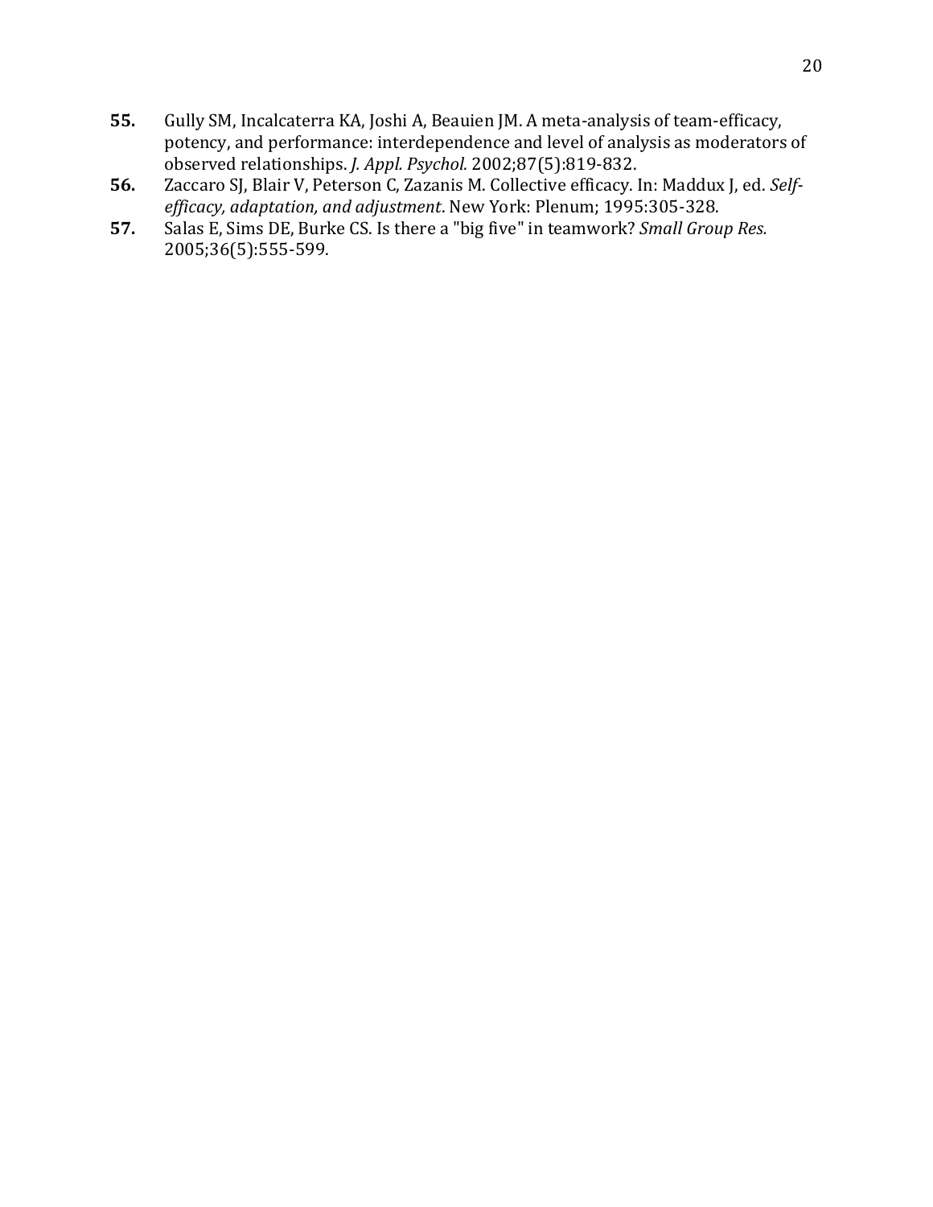**55.** Gully SM, Incalcaterra KA, Joshi A, Beauien JM. A meta-analysis of team-efficacy, potency, and performance: interdependence and level of analysis as moderators of observed relationships. *J. Appl. Psychol.* 2002;87(5):819-832.

**56.** Zaccaro SJ, Blair V, Peterson C, Zazanis M. Collective efficacy. In: Maddux J, ed. *Self-efficacy, adaptation, and adjustment*. New York: Plenum; 1995:305-328.

**57.** Salas E, Sims DE, Burke CS. Is there a "big five" in teamwork? *Small Group Res.* 2005;36(5):555-599.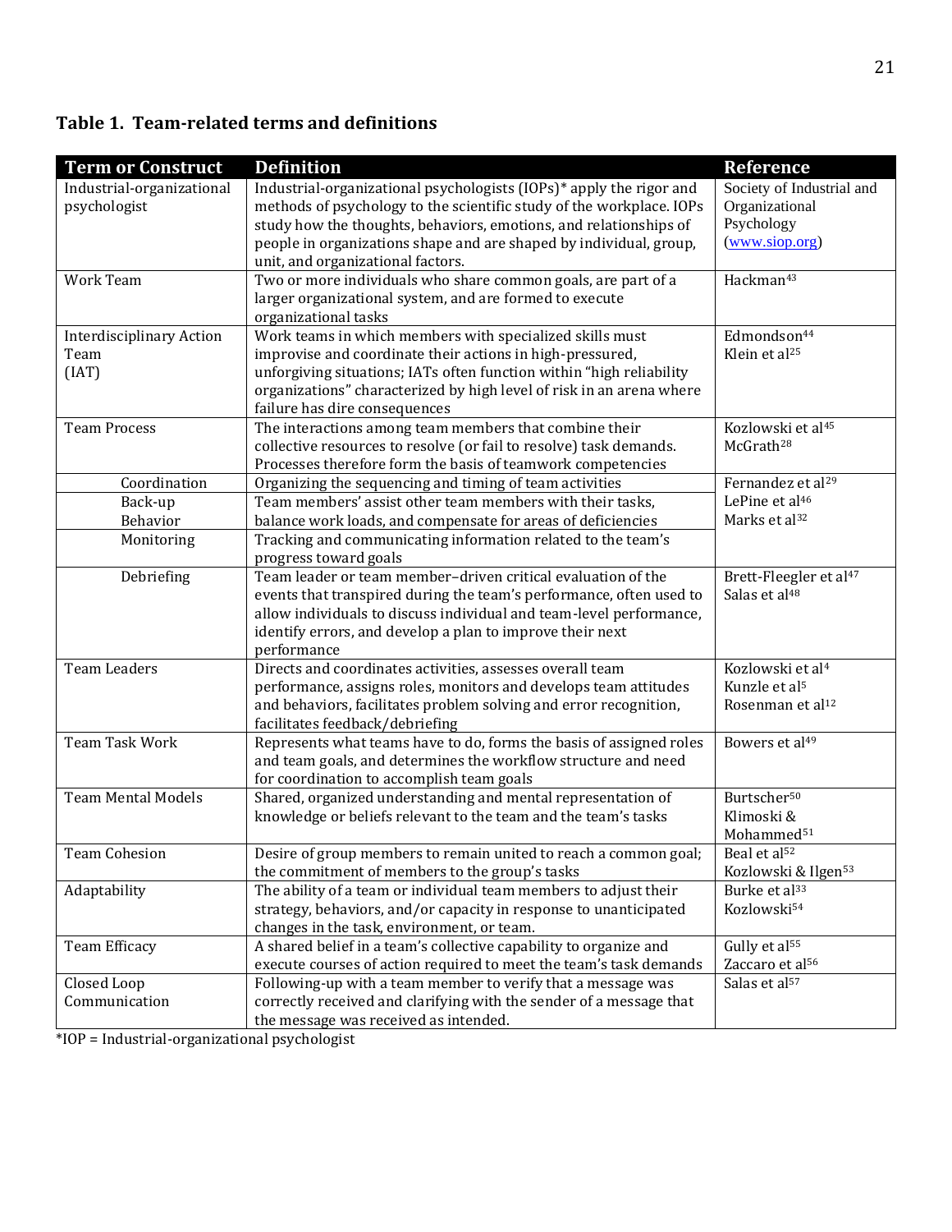**Table 1. Team-related terms and definitions**

| Term or Construct | Definition | Reference |
|---|---|---|
| Industrial-organizational psychologist | Industrial-organizational psychologists (IOPs)* apply the rigor and methods of psychology to the scientific study of the workplace. IOPs study how the thoughts, behaviors, emotions, and relationships of people in organizations shape and are shaped by individual, group, unit, and organizational factors. | Society of Industrial and Organizational Psychology (www.siop.org) |
| Work Team | Two or more individuals who share common goals, are part of a larger organizational system, and are formed to execute organizational tasks | Hackman[43] |
| Interdisciplinary Action Team (IAT) | Work teams in which members with specialized skills must improvise and coordinate their actions in high-pressured, unforgiving situations; IATs often function within "high reliability organizations" characterized by high level of risk in an arena where failure has dire consequences | Edmondson[44] Klein et al[25] |
| Team Process | The interactions among team members that combine their collective resources to resolve (or fail to resolve) task demands. Processes therefore form the basis of teamwork competencies | Kozlowski et al[45] McGrath[28] |
| Coordination | Organizing the sequencing and timing of team activities | Fernandez et al[29] LePine et al[46] Marks et al[32] |
| Back-up Behavior | Team members' assist other team members with their tasks, balance work loads, and compensate for areas of deficiencies | |
| Monitoring | Tracking and communicating information related to the team's progress toward goals | |
| Debriefing | Team leader or team member–driven critical evaluation of the events that transpired during the team's performance, often used to allow individuals to discuss individual and team-level performance, identify errors, and develop a plan to improve their next performance | Brett-Fleegler et al[47] Salas et al[48] |
| Team Leaders | Directs and coordinates activities, assesses overall team performance, assigns roles, monitors and develops team attitudes and behaviors, facilitates problem solving and error recognition, facilitates feedback/debriefing | Kozlowski et al[4] Kunzle et al[5] Rosenman et al[12] |
| Team Task Work | Represents what teams have to do, forms the basis of assigned roles and team goals, and determines the workflow structure and need for coordination to accomplish team goals | Bowers et al[49] |
| Team Mental Models | Shared, organized understanding and mental representation of knowledge or beliefs relevant to the team and the team's tasks | Burtscher[50] Klimoski & Mohammed[51] |
| Team Cohesion | Desire of group members to remain united to reach a common goal; the commitment of members to the group's tasks | Beal et al[52] Kozlowski & Ilgen[53] |
| Adaptability | The ability of a team or individual team members to adjust their strategy, behaviors, and/or capacity in response to unanticipated changes in the task, environment, or team. | Burke et al[33] Kozlowski[54] |
| Team Efficacy | A shared belief in a team's collective capability to organize and execute courses of action required to meet the team's task demands | Gully et al[55] Zaccaro et al[56] |
| Closed Loop Communication | Following-up with a team member to verify that a message was correctly received and clarifying with the sender of a message that the message was received as intended. | Salas et al[57] |

*IOP = Industrial-organizational psychologist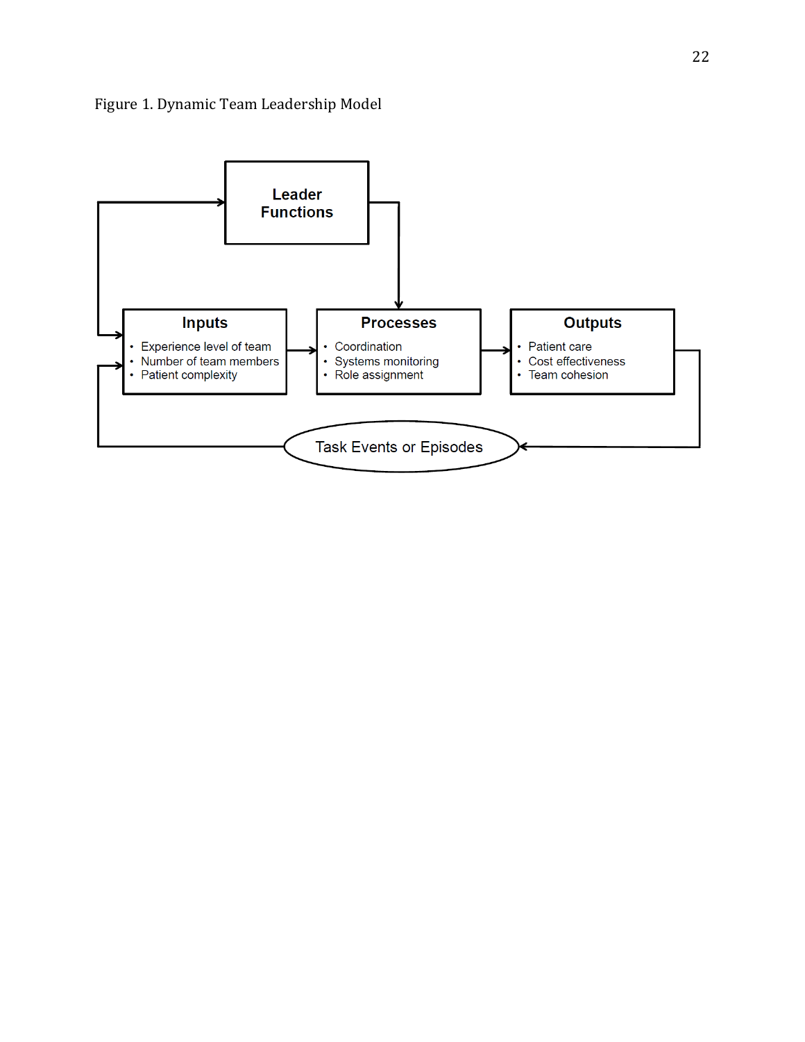Figure 1. Dynamic Team Leadership Model

Leader Functions

Inputs
- Experience level of team
- Number of team members
- Patient complexity

Processes
- Coordination
- Systems monitoring
- Role assignment

Outputs
- Patient care
- Cost effectiveness
- Team cohesion

Task Events or Episodes